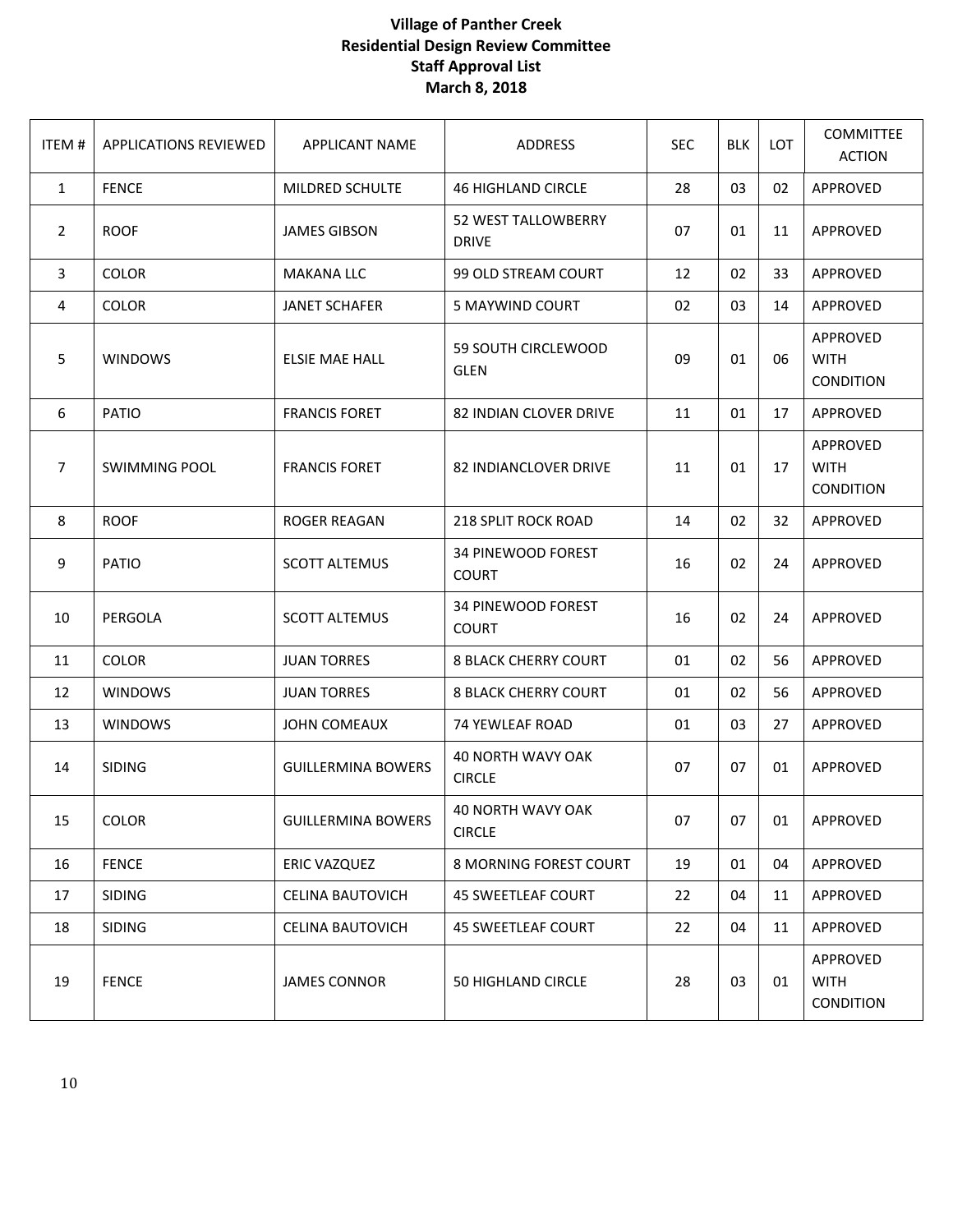**Village of Panther Creek**
**Residential Design Review Committee**
**Staff Approval List**
**March 8, 2018**

| ITEM # | APPLICATIONS REVIEWED | APPLICANT NAME | ADDRESS | SEC | BLK | LOT | COMMITTEE ACTION |
|---|---|---|---|---|---|---|---|
| 1 | FENCE | MILDRED SCHULTE | 46 HIGHLAND CIRCLE | 28 | 03 | 02 | APPROVED |
| 2 | ROOF | JAMES GIBSON | 52 WEST TALLOWBERRY DRIVE | 07 | 01 | 11 | APPROVED |
| 3 | COLOR | MAKANA LLC | 99 OLD STREAM COURT | 12 | 02 | 33 | APPROVED |
| 4 | COLOR | JANET SCHAFER | 5 MAYWIND COURT | 02 | 03 | 14 | APPROVED |
| 5 | WINDOWS | ELSIE MAE HALL | 59 SOUTH CIRCLEWOOD GLEN | 09 | 01 | 06 | APPROVED WITH CONDITION |
| 6 | PATIO | FRANCIS FORET | 82 INDIAN CLOVER DRIVE | 11 | 01 | 17 | APPROVED |
| 7 | SWIMMING POOL | FRANCIS FORET | 82 INDIANCLOVER DRIVE | 11 | 01 | 17 | APPROVED WITH CONDITION |
| 8 | ROOF | ROGER REAGAN | 218 SPLIT ROCK ROAD | 14 | 02 | 32 | APPROVED |
| 9 | PATIO | SCOTT ALTEMUS | 34 PINEWOOD FOREST COURT | 16 | 02 | 24 | APPROVED |
| 10 | PERGOLA | SCOTT ALTEMUS | 34 PINEWOOD FOREST COURT | 16 | 02 | 24 | APPROVED |
| 11 | COLOR | JUAN TORRES | 8 BLACK CHERRY COURT | 01 | 02 | 56 | APPROVED |
| 12 | WINDOWS | JUAN TORRES | 8 BLACK CHERRY COURT | 01 | 02 | 56 | APPROVED |
| 13 | WINDOWS | JOHN COMEAUX | 74 YEWLEAF ROAD | 01 | 03 | 27 | APPROVED |
| 14 | SIDING | GUILLERMINA BOWERS | 40 NORTH WAVY OAK CIRCLE | 07 | 07 | 01 | APPROVED |
| 15 | COLOR | GUILLERMINA BOWERS | 40 NORTH WAVY OAK CIRCLE | 07 | 07 | 01 | APPROVED |
| 16 | FENCE | ERIC VAZQUEZ | 8 MORNING FOREST COURT | 19 | 01 | 04 | APPROVED |
| 17 | SIDING | CELINA BAUTOVICH | 45 SWEETLEAF COURT | 22 | 04 | 11 | APPROVED |
| 18 | SIDING | CELINA BAUTOVICH | 45 SWEETLEAF COURT | 22 | 04 | 11 | APPROVED |
| 19 | FENCE | JAMES CONNOR | 50 HIGHLAND CIRCLE | 28 | 03 | 01 | APPROVED WITH CONDITION |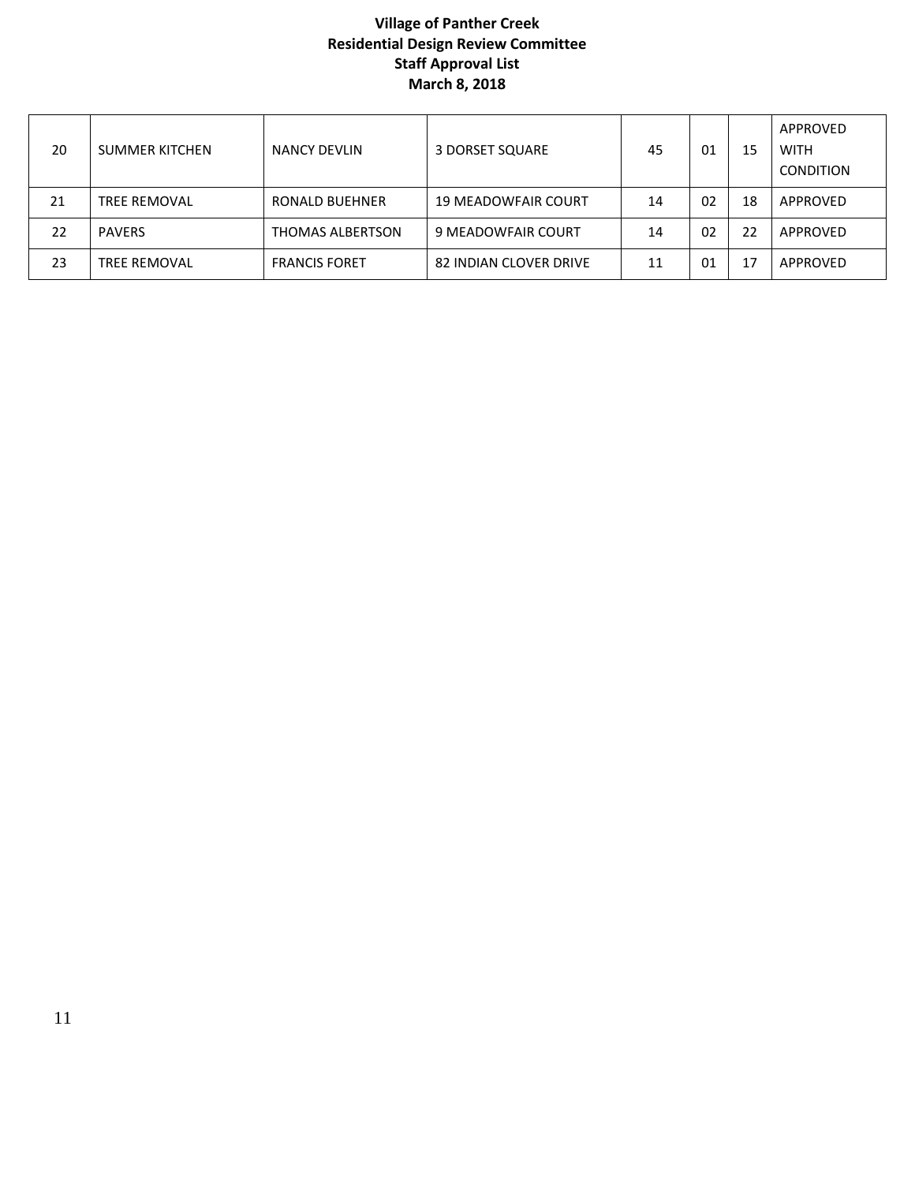**Village of Panther Creek**
**Residential Design Review Committee**
**Staff Approval List**
**March 8, 2018**

| | | | | | | | |
|---|---|---|---|---|---|---|---|
| 20 | SUMMER KITCHEN | NANCY DEVLIN | 3 DORSET SQUARE | 45 | 01 | 15 | APPROVED WITH CONDITION |
| 21 | TREE REMOVAL | RONALD BUEHNER | 19 MEADOWFAIR COURT | 14 | 02 | 18 | APPROVED |
| 22 | PAVERS | THOMAS ALBERTSON | 9 MEADOWFAIR COURT | 14 | 02 | 22 | APPROVED |
| 23 | TREE REMOVAL | FRANCIS FORET | 82 INDIAN CLOVER DRIVE | 11 | 01 | 17 | APPROVED |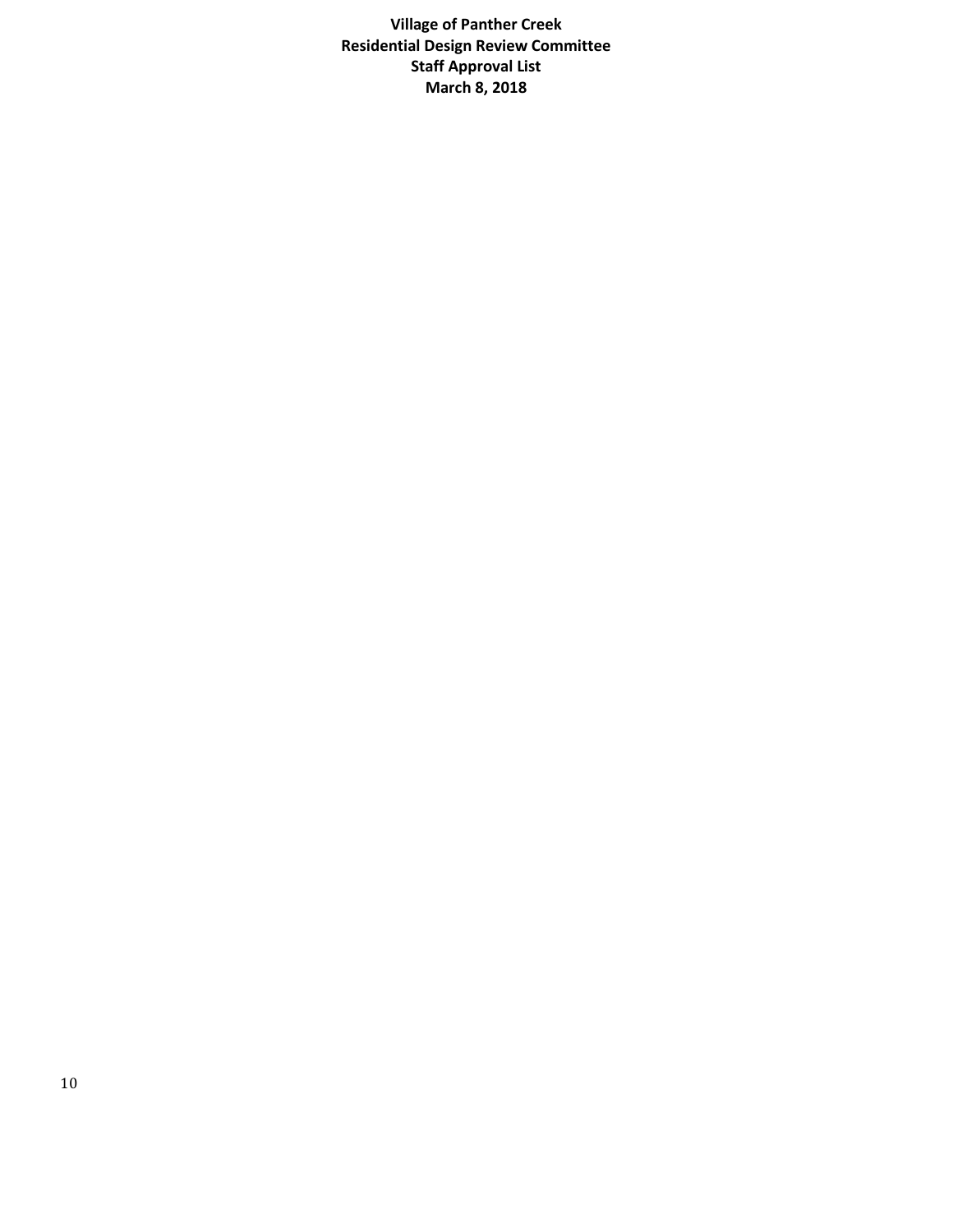**Village of Panther Creek**
**Residential Design Review Committee**
**Staff Approval List**
**March 8, 2018**